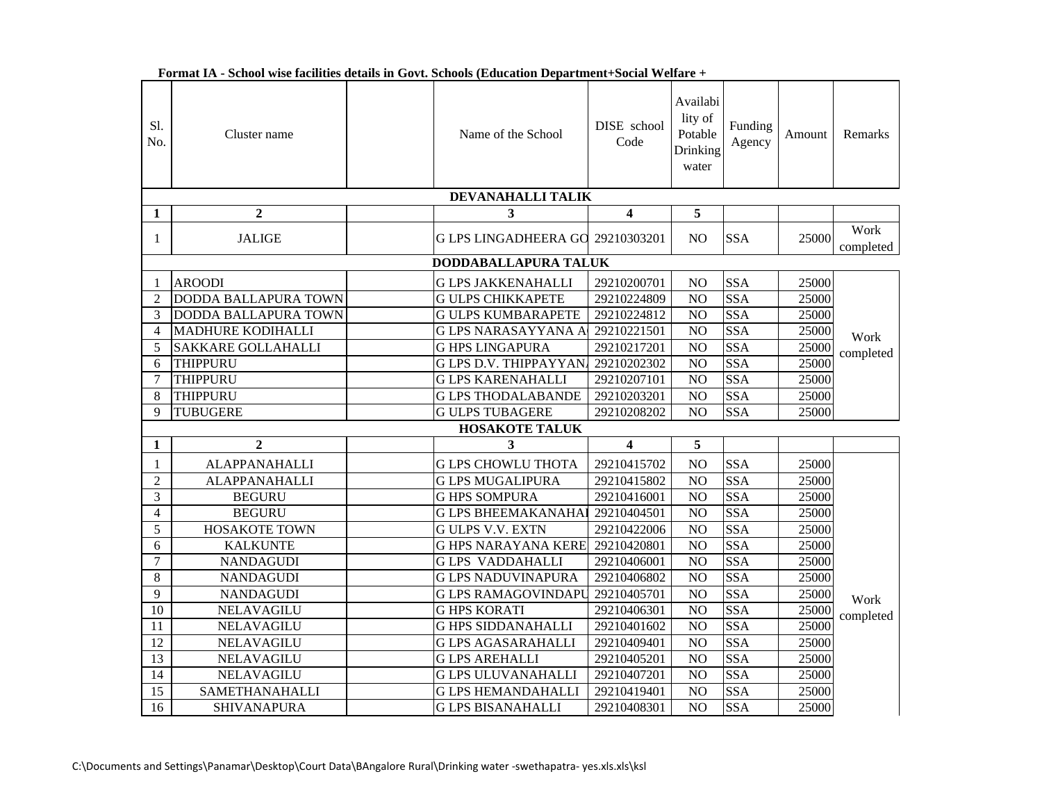**Format IA - School wise facilities details in Govt. Schools (Education Department+Social Welfare +**

| Sl. No. | Cluster name | | Name of the School | DISE school Code | Availability of Potable Drinking water | Funding Agency | Amount | Remarks |
|---|---|---|---|---|---|---|---|---|
| **DEVANAHALLI TALIK** | | | | | | | | |
| **1** | **2** | | **3** | **4** | **5** | | | |
| 1 | JALIGE | | G LPS LINGADHEERA GO | 29210303201 | NO | SSA | 25000 | Work completed |
| **DODDABALLAPURA TALUK** | | | | | | | | |
| 1 | AROODI | | G LPS JAKKENAHALLI | 29210200701 | NO | SSA | 25000 | Work completed |
| 2 | DODDA BALLAPURA TOWN | | G ULPS CHIKKAPETE | 29210224809 | NO | SSA | 25000 | |
| 3 | DODDA BALLAPURA TOWN | | G ULPS KUMBARAPETE | 29210224812 | NO | SSA | 25000 | |
| 4 | MADHURE KODIHALLI | | G LPS NARASAYYANA A | 29210221501 | NO | SSA | 25000 | |
| 5 | SAKKARE GOLLAHALLI | | G HPS LINGAPURA | 29210217201 | NO | SSA | 25000 | |
| 6 | THIPPURU | | G LPS D.V. THIPPAYYAN | 29210202302 | NO | SSA | 25000 | |
| 7 | THIPPURU | | G LPS KARENAHALLI | 29210207101 | NO | SSA | 25000 | |
| 8 | THIPPURU | | G LPS THODALABANDE | 29210203201 | NO | SSA | 25000 | |
| 9 | TUBUGERE | | G ULPS TUBAGERE | 29210208202 | NO | SSA | 25000 | |
| **HOSAKOTE TALUK** | | | | | | | | |
| **1** | **2** | | **3** | **4** | **5** | | | |
| 1 | ALAPPANAHALLI | | G LPS CHOWLU THOTA | 29210415702 | NO | SSA | 25000 | Work completed |
| 2 | ALAPPANAHALLI | | G LPS MUGALIPURA | 29210415802 | NO | SSA | 25000 | |
| 3 | BEGURU | | G HPS SOMPURA | 29210416001 | NO | SSA | 25000 | |
| 4 | BEGURU | | G LPS BHEEMAKANAHAI | 29210404501 | NO | SSA | 25000 | |
| 5 | HOSAKOTE TOWN | | G ULPS V.V. EXTN | 29210422006 | NO | SSA | 25000 | |
| 6 | KALKUNTE | | G HPS NARAYANA KERE | 29210420801 | NO | SSA | 25000 | |
| 7 | NANDAGUDI | | G LPS VADDAHALLI | 29210406001 | NO | SSA | 25000 | |
| 8 | NANDAGUDI | | G LPS NADUVINAPURA | 29210406802 | NO | SSA | 25000 | |
| 9 | NANDAGUDI | | G LPS RAMAGOVINDAPU | 29210405701 | NO | SSA | 25000 | |
| 10 | NELAVAGILU | | G HPS KORATI | 29210406301 | NO | SSA | 25000 | |
| 11 | NELAVAGILU | | G HPS SIDDANAHALLI | 29210401602 | NO | SSA | 25000 | |
| 12 | NELAVAGILU | | G LPS AGASARAHALLI | 29210409401 | NO | SSA | 25000 | |
| 13 | NELAVAGILU | | G LPS AREHALLI | 29210405201 | NO | SSA | 25000 | |
| 14 | NELAVAGILU | | G LPS ULUVANAHALLI | 29210407201 | NO | SSA | 25000 | |
| 15 | SAMETHANAHALLI | | G LPS HEMANDAHALLI | 29210419401 | NO | SSA | 25000 | |
| 16 | SHIVANAPURA | | G LPS BISANAHALLI | 29210408301 | NO | SSA | 25000 | |

C:\Documents and Settings\Panamar\Desktop\Court Data\BAngalore Rural\Drinking water -swethapatra- yes.xls.xls\ksl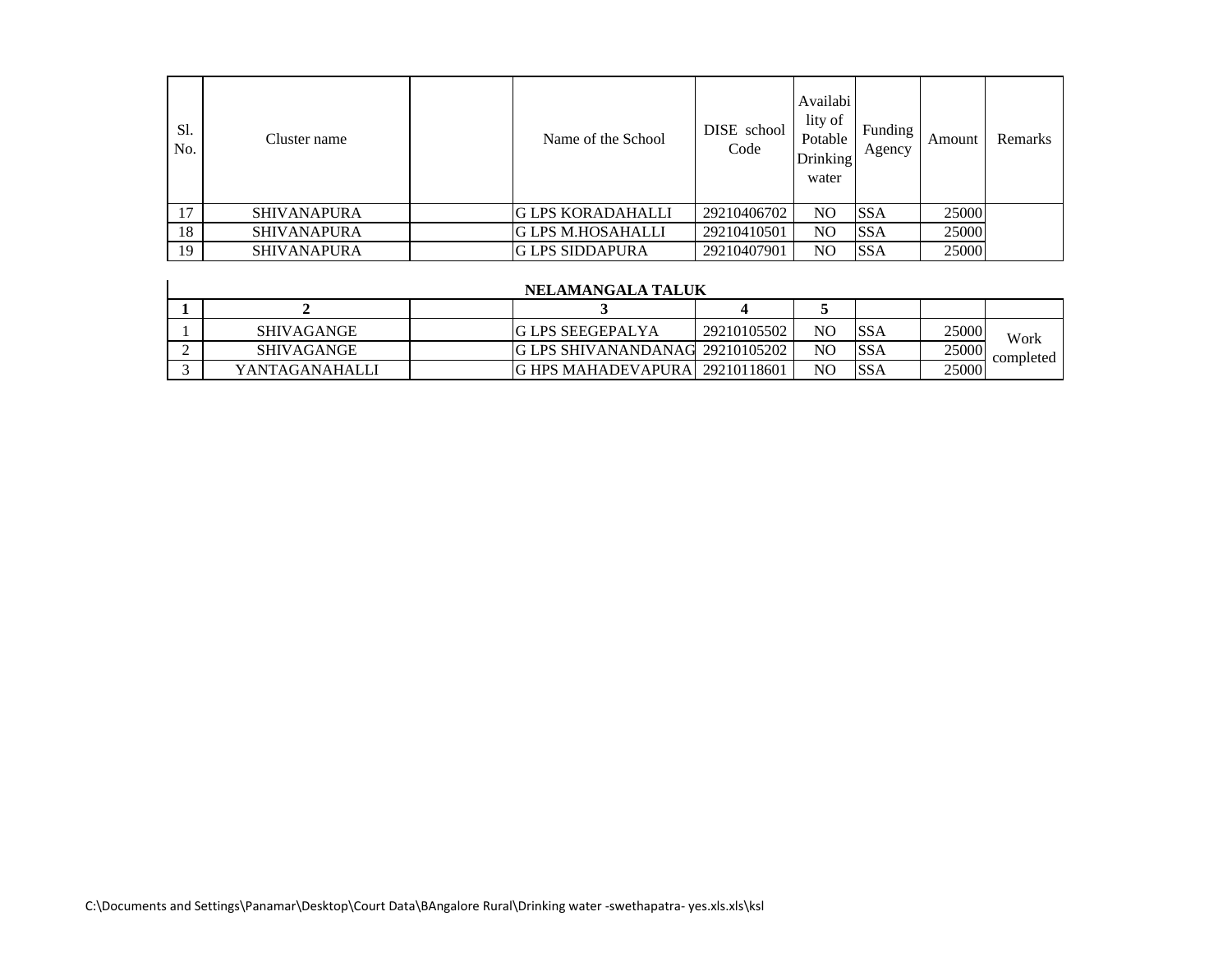| Sl. No. | Cluster name | | Name of the School | DISE school Code | Availability of Potable Drinking water | Funding Agency | Amount | Remarks |
|---|---|---|---|---|---|---|---|---|
| 17 | SHIVANAPURA | | G LPS KORADAHALLI | 29210406702 | NO | SSA | 25000 | |
| 18 | SHIVANAPURA | | G LPS M.HOSAHALLI | 29210410501 | NO | SSA | 25000 | |
| 19 | SHIVANAPURA | | G LPS SIDDAPURA | 29210407901 | NO | SSA | 25000 | |

**NELAMANGALA TALUK**

| 1 | 2 | | 3 | 4 | 5 | | | |
|---|---|---|---|---|---|---|---|---|
| 1 | SHIVAGANGE | | G LPS SEEGEPALYA | 29210105502 | NO | SSA | 25000 | Work completed |
| 2 | SHIVAGANGE | | G LPS SHIVANANDANAG | 29210105202 | NO | SSA | 25000 | |
| 3 | YANTAGANAHALLI | | G HPS MAHADEVAPURA | 29210118601 | NO | SSA | 25000 | |

C:\Documents and Settings\Panamar\Desktop\Court Data\BAngalore Rural\Drinking water -swethapatra- yes.xls.xls\ksl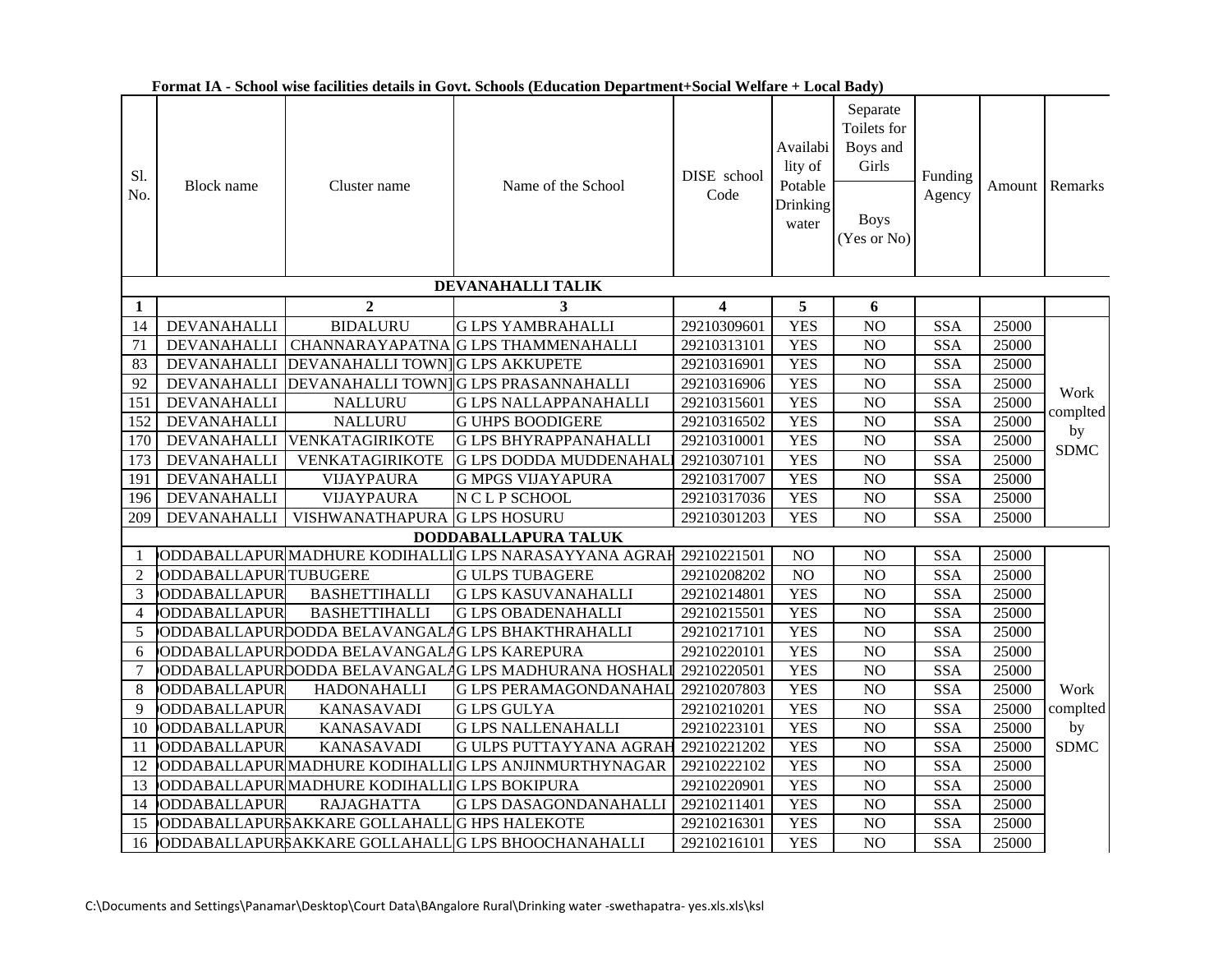**Format IA - School wise facilities details in Govt. Schools (Education Department+Social Welfare + Local Bady)**

| Sl. No. | Block name | Cluster name | Name of the School | DISE school Code | Availability of Potable Drinking water | Separate Toilets for Boys and Girls | Funding Agency | Amount | Remarks |
|---|---|---|---|---|---|---|---|---|---|
| | | | | | | Boys (Yes or No) | | | |
| | | | **DEVANAHALLI TALIK** | | | | | | |
| **1** | | **2** | **3** | **4** | **5** | **6** | | | |
| 14 | DEVANAHALLI | BIDALURU | G LPS YAMBRAHALLI | 29210309601 | YES | NO | SSA | 25000 | Work complted by SDMC |
| 71 | DEVANAHALLI | CHANNARAYAPATNA | G LPS THAMMENAHALLI | 29210313101 | YES | NO | SSA | 25000 | |
| 83 | DEVANAHALLI | DEVANAHALLI TOWN | G LPS AKKUPETE | 29210316901 | YES | NO | SSA | 25000 | |
| 92 | DEVANAHALLI | DEVANAHALLI TOWN | G LPS PRASANNAHALLI | 29210316906 | YES | NO | SSA | 25000 | |
| 151 | DEVANAHALLI | NALLURU | G LPS NALLAPPANAHALLI | 29210315601 | YES | NO | SSA | 25000 | |
| 152 | DEVANAHALLI | NALLURU | G UHPS BOODIGERE | 29210316502 | YES | NO | SSA | 25000 | |
| 170 | DEVANAHALLI | VENKATAGIRIKOTE | G LPS BHYRAPPANAHALLI | 29210310001 | YES | NO | SSA | 25000 | |
| 173 | DEVANAHALLI | VENKATAGIRIKOTE | G LPS DODDA MUDDENAHALI | 29210307101 | YES | NO | SSA | 25000 | |
| 191 | DEVANAHALLI | VIJAYPAURA | G MPGS VIJAYAPURA | 29210317007 | YES | NO | SSA | 25000 | |
| 196 | DEVANAHALLI | VIJAYPAURA | N C L P SCHOOL | 29210317036 | YES | NO | SSA | 25000 | |
| 209 | DEVANAHALLI | VISHWANATHAPURA | G LPS HOSURU | 29210301203 | YES | NO | SSA | 25000 | |
| | | | **DODDABALLAPURA TALUK** | | | | | | |
| 1 | DODDABALLAPUR | MADHURE KODIHALLI | G LPS NARASAYYANA AGRAH | 29210221501 | NO | NO | SSA | 25000 | Work complted by SDMC |
| 2 | DODDABALLAPUR | TUBUGERE | G ULPS TUBAGERE | 29210208202 | NO | NO | SSA | 25000 | |
| 3 | DODDABALLAPUR | BASHETTIHALLI | G LPS KASUVANAHALLI | 29210214801 | YES | NO | SSA | 25000 | |
| 4 | DODDABALLAPUR | BASHETTIHALLI | G LPS OBADENAHALLI | 29210215501 | YES | NO | SSA | 25000 | |
| 5 | DODDABALLAPUR | DODDA BELAVANGALA | G LPS BHAKTHRAHALLI | 29210217101 | YES | NO | SSA | 25000 | |
| 6 | DODDABALLAPUR | DODDA BELAVANGALA | G LPS KAREPURA | 29210220101 | YES | NO | SSA | 25000 | |
| 7 | DODDABALLAPUR | DODDA BELAVANGALA | G LPS MADHURANA HOSHALI | 29210220501 | YES | NO | SSA | 25000 | |
| 8 | DODDABALLAPUR | HADONAHALLI | G LPS PERAMAGONDANAHAL | 29210207803 | YES | NO | SSA | 25000 | |
| 9 | DODDABALLAPUR | KANASAVADI | G LPS GULYA | 29210210201 | YES | NO | SSA | 25000 | |
| 10 | DODDABALLAPUR | KANASAVADI | G LPS NALLENAHALLI | 29210223101 | YES | NO | SSA | 25000 | |
| 11 | DODDABALLAPUR | KANASAVADI | G ULPS PUTTAYYANA AGRAH | 29210221202 | YES | NO | SSA | 25000 | |
| 12 | DODDABALLAPUR | MADHURE KODIHALLI | G LPS ANJINMURTHYNAGAR | 29210222102 | YES | NO | SSA | 25000 | |
| 13 | DODDABALLAPUR | MADHURE KODIHALLI | G LPS BOKIPURA | 29210220901 | YES | NO | SSA | 25000 | |
| 14 | DODDABALLAPUR | RAJAGHATTA | G LPS DASAGONDANAHALLI | 29210211401 | YES | NO | SSA | 25000 | |
| 15 | DODDABALLAPUR | SAKKARE GOLLAHALLI | G HPS HALEKOTE | 29210216301 | YES | NO | SSA | 25000 | |
| 16 | DODDABALLAPUR | SAKKARE GOLLAHALLI | G LPS BHOOCHANAHALLI | 29210216101 | YES | NO | SSA | 25000 | |

C:\Documents and Settings\Panamar\Desktop\Court Data\BAngalore Rural\Drinking water -swethapatra- yes.xls.xls\ksl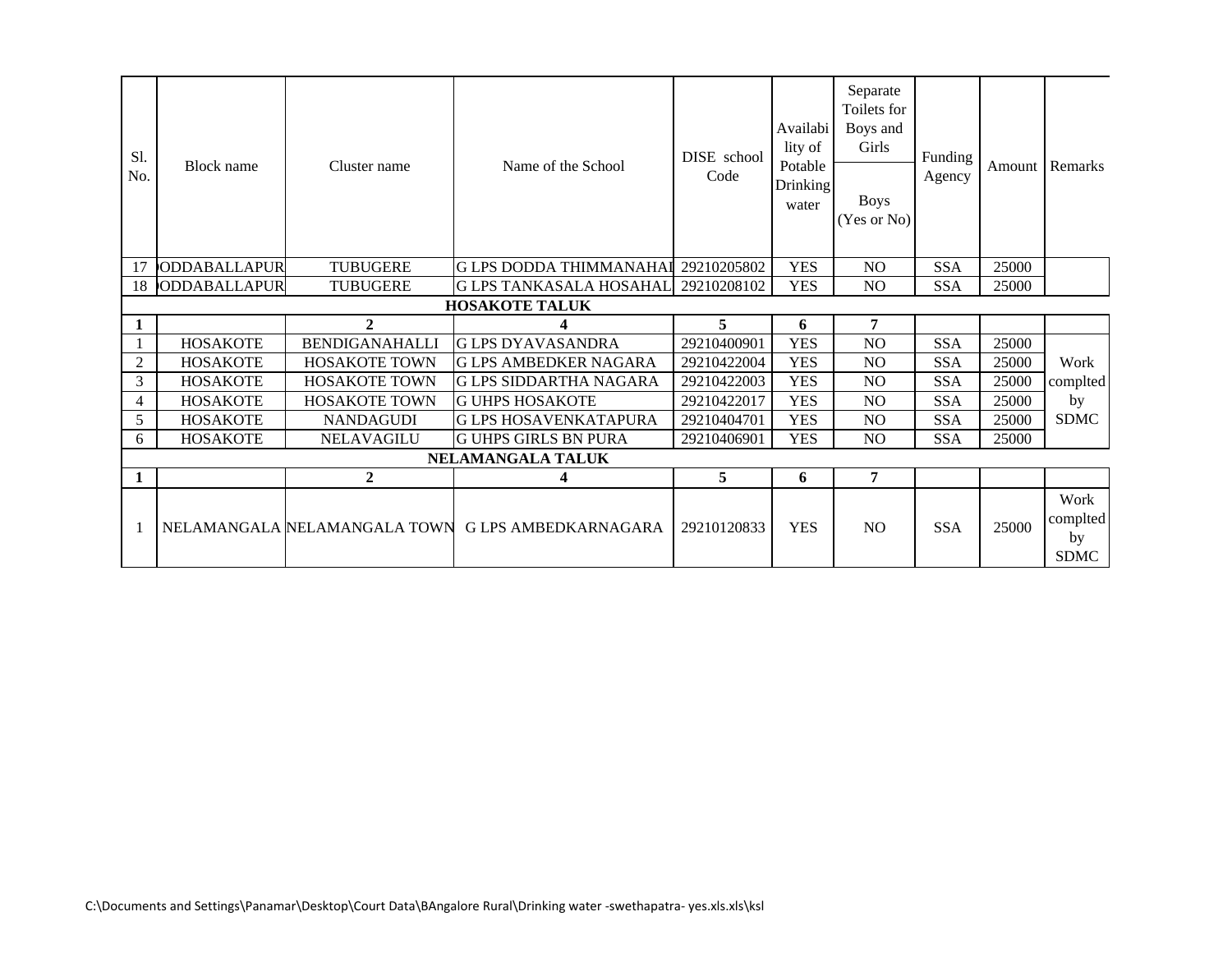| Sl. No. | Block name | Cluster name | Name of the School | DISE school Code | Availability of Potable Drinking water | Separate Toilets for Boys and Girls | Funding Agency | Amount | Remarks |
|---|---|---|---|---|---|---|---|---|---|
| | | | | | | Boys (Yes or No) | | | |
| 17 | DODDABALLAPUR | TUBUGERE | G LPS DODDA THIMMANAHAI | 29210205802 | YES | NO | SSA | 25000 | |
| 18 | DODDABALLAPUR | TUBUGERE | G LPS TANKASALA HOSAHAL | 29210208102 | YES | NO | SSA | 25000 | |
| | | | **HOSAKOTE TALUK** | | | | | | |
| **1** | | **2** | **4** | **5** | **6** | **7** | | | |
| 1 | HOSAKOTE | BENDIGANAHALLI | G LPS DYAVASANDRA | 29210400901 | YES | NO | SSA | 25000 | Work complted by SDMC |
| 2 | HOSAKOTE | HOSAKOTE TOWN | G LPS AMBEDKER NAGARA | 29210422004 | YES | NO | SSA | 25000 | |
| 3 | HOSAKOTE | HOSAKOTE TOWN | G LPS SIDDARTHA NAGARA | 29210422003 | YES | NO | SSA | 25000 | |
| 4 | HOSAKOTE | HOSAKOTE TOWN | G UHPS HOSAKOTE | 29210422017 | YES | NO | SSA | 25000 | |
| 5 | HOSAKOTE | NANDAGUDI | G LPS HOSAVENKATAPURA | 29210404701 | YES | NO | SSA | 25000 | |
| 6 | HOSAKOTE | NELAVAGILU | G UHPS GIRLS BN PURA | 29210406901 | YES | NO | SSA | 25000 | |
| | | | **NELAMANGALA TALUK** | | | | | | |
| **1** | | **2** | **4** | **5** | **6** | **7** | | | |
| 1 | NELAMANGALA | NELAMANGALA TOWN | G LPS AMBEDKARNAGARA | 29210120833 | YES | NO | SSA | 25000 | Work complted by SDMC |

C:\Documents and Settings\Panamar\Desktop\Court Data\BAngalore Rural\Drinking water -swethapatra- yes.xls.xls\ksl